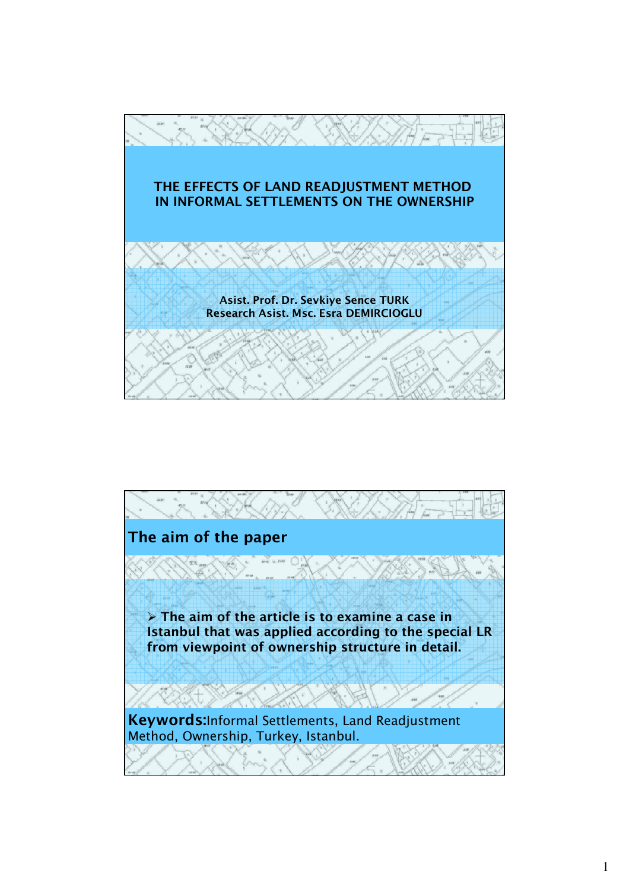# THE EFFECTS OF LAND READJUSTMENT METHOD IN INFORMAL SETTLEMENTS ON THE OWNERSHIP

**Asist. Prof. Dr. Sevkiye Sence TURK**
**Research Asist. Msc. Esra DEMIRCIOGLU**

## The aim of the paper

- **The aim of the article is to examine a case in Istanbul that was applied according to the special LR from viewpoint of ownership structure in detail.**

**Keywords:** Informal Settlements, Land Readjustment Method, Ownership, Turkey, Istanbul.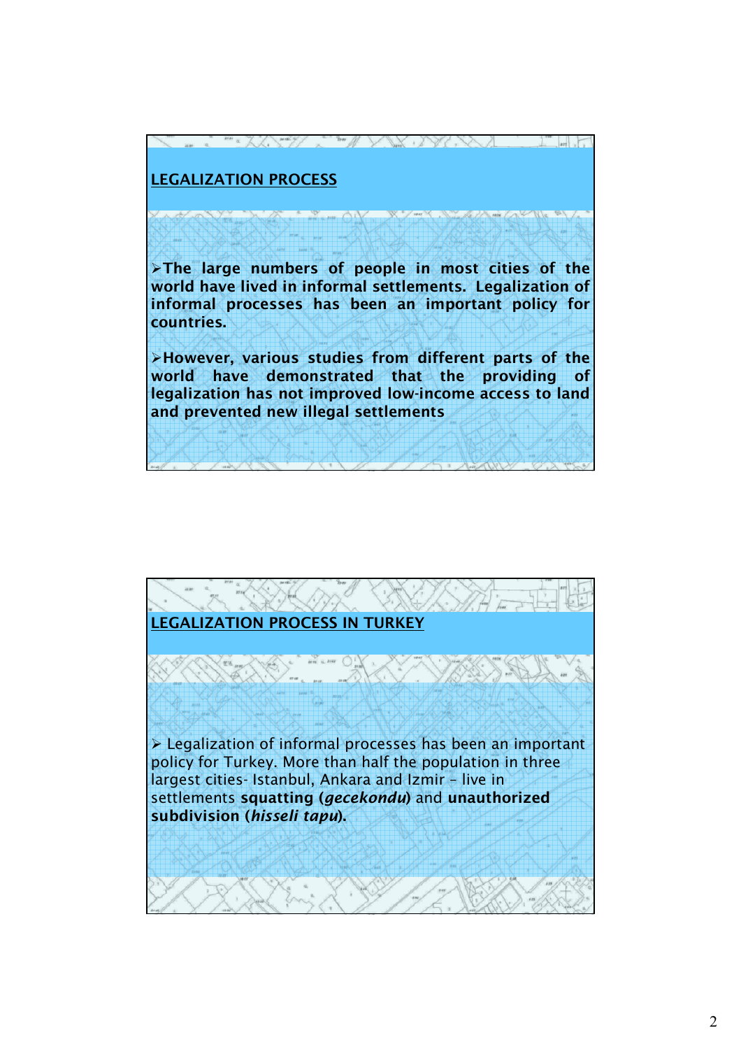## LEGALIZATION PROCESS

- **The large numbers of people in most cities of the world have lived in informal settlements. Legalization of informal processes has been an important policy for countries.**

- **However, various studies from different parts of the world have demonstrated that the providing of legalization has not improved low-income access to land and prevented new illegal settlements**

## LEGALIZATION PROCESS IN TURKEY

- Legalization of informal processes has been an important policy for Turkey. More than half the population in three largest cities- Istanbul, Ankara and Izmir - live in settlements **squatting (*gecekondu*)** and **unauthorized subdivision (*hisseli tapu*).**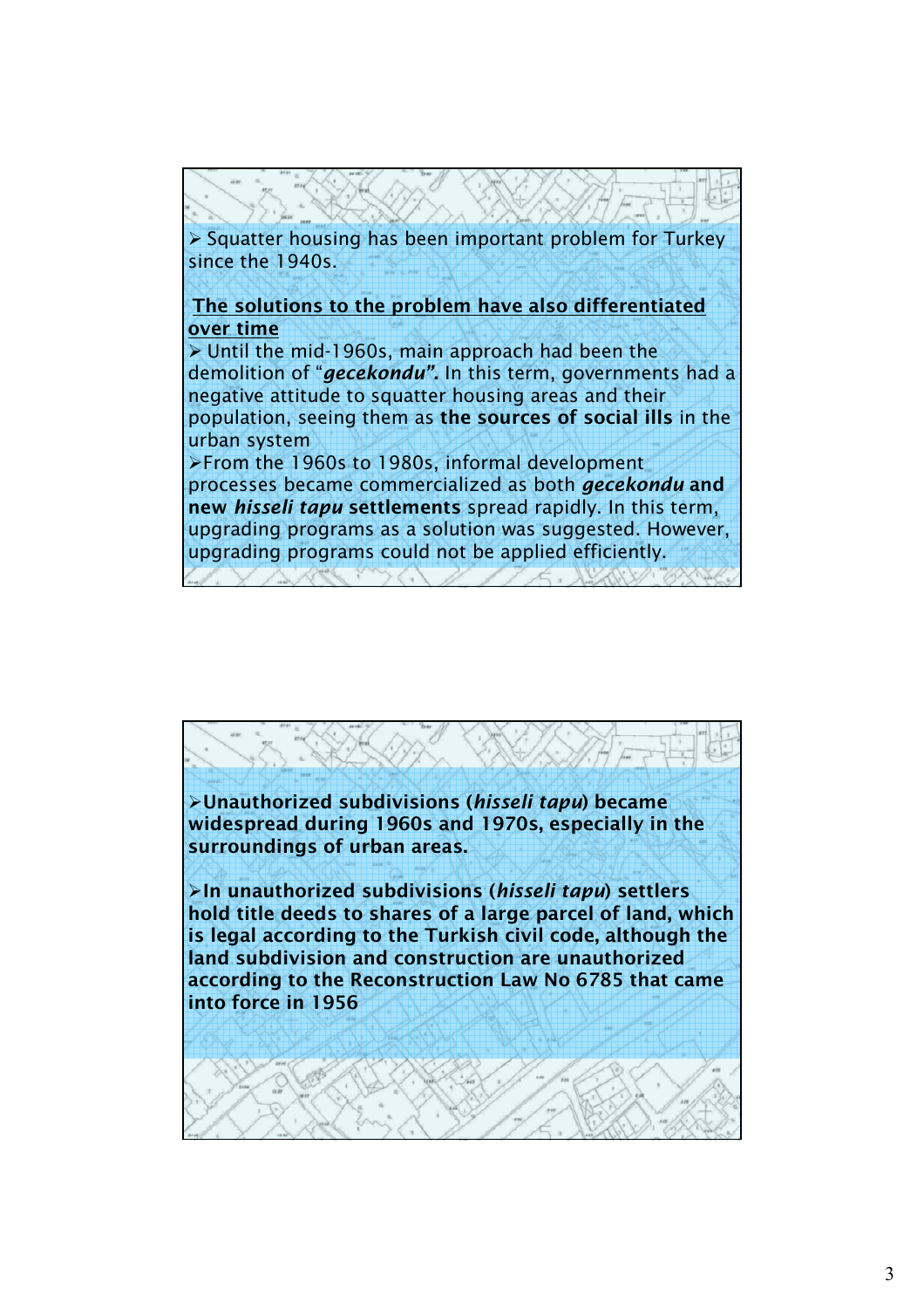➢ Squatter housing has been important problem for Turkey since the 1940s.

**<u>The solutions to the problem have also differentiated over time</u>**

➢ Until the mid-1960s, main approach had been the demolition of "***gecekondu*"**. In this term, governments had a negative attitude to squatter housing areas and their population, seeing them as **the sources of social ills** in the urban system

➢ From the 1960s to 1980s, informal development processes became commercialized as both ***gecekondu* and new *hisseli tapu* settlements** spread rapidly. In this term, upgrading programs as a solution was suggested. However, upgrading programs could not be applied efficiently.

---

**➢ Unauthorized subdivisions (*hisseli tapu*) became widespread during 1960s and 1970s, especially in the surroundings of urban areas.**

**➢ In unauthorized subdivisions (*hisseli tapu*) settlers hold title deeds to shares of a large parcel of land, which is legal according to the Turkish civil code, although the land subdivision and construction are unauthorized according to the Reconstruction Law No 6785 that came into force in 1956**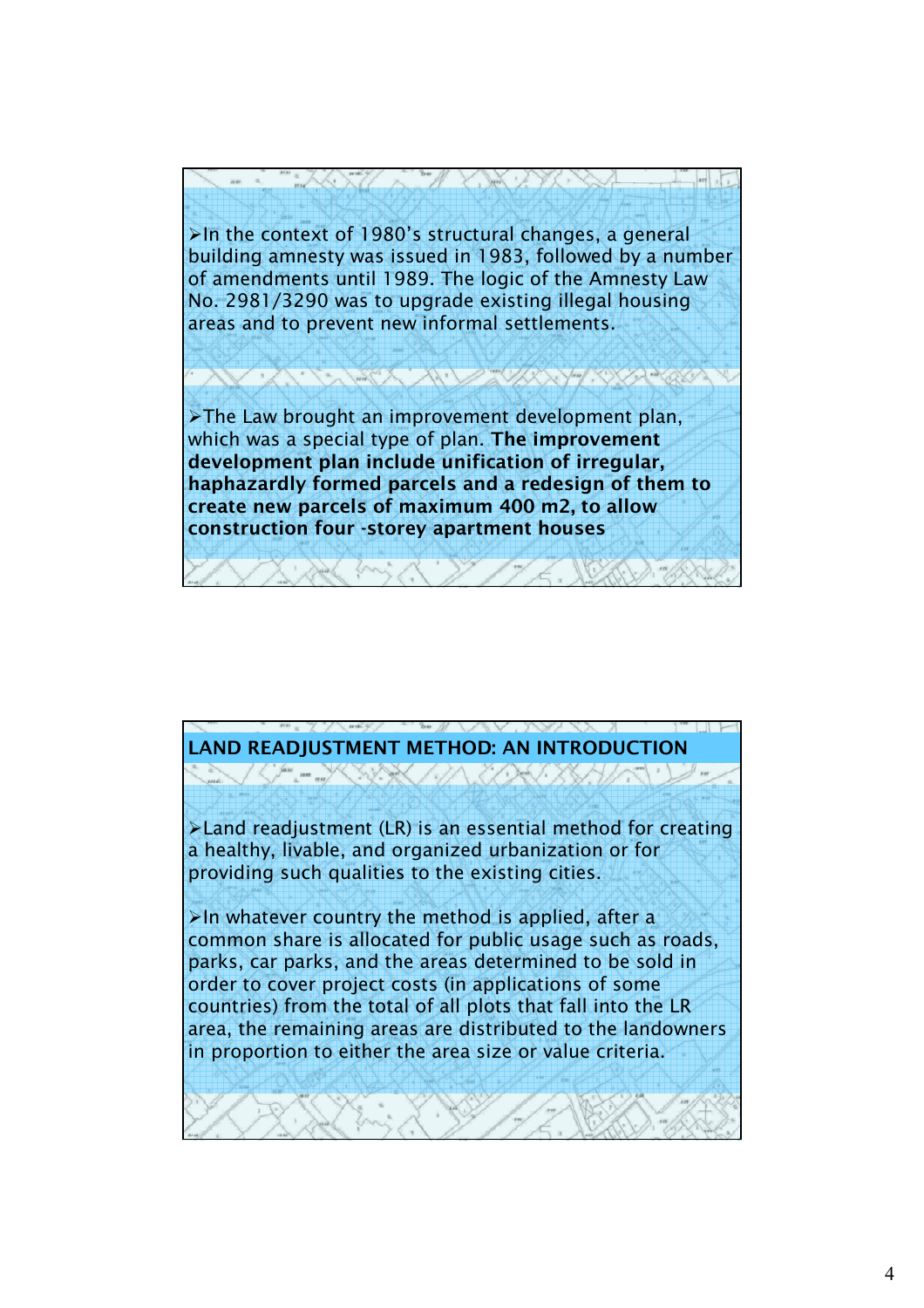- In the context of 1980's structural changes, a general building amnesty was issued in 1983, followed by a number of amendments until 1989. The logic of the Amnesty Law No. 2981/3290 was to upgrade existing illegal housing areas and to prevent new informal settlements.

- The Law brought an improvement development plan, which was a special type of plan. **The improvement development plan include unification of irregular, haphazardly formed parcels and a redesign of them to create new parcels of maximum 400 m2, to allow construction four -storey apartment houses**

## LAND READJUSTMENT METHOD: AN INTRODUCTION

- Land readjustment (LR) is an essential method for creating a healthy, livable, and organized urbanization or for providing such qualities to the existing cities.

- In whatever country the method is applied, after a common share is allocated for public usage such as roads, parks, car parks, and the areas determined to be sold in order to cover project costs (in applications of some countries) from the total of all plots that fall into the LR area, the remaining areas are distributed to the landowners in proportion to either the area size or value criteria.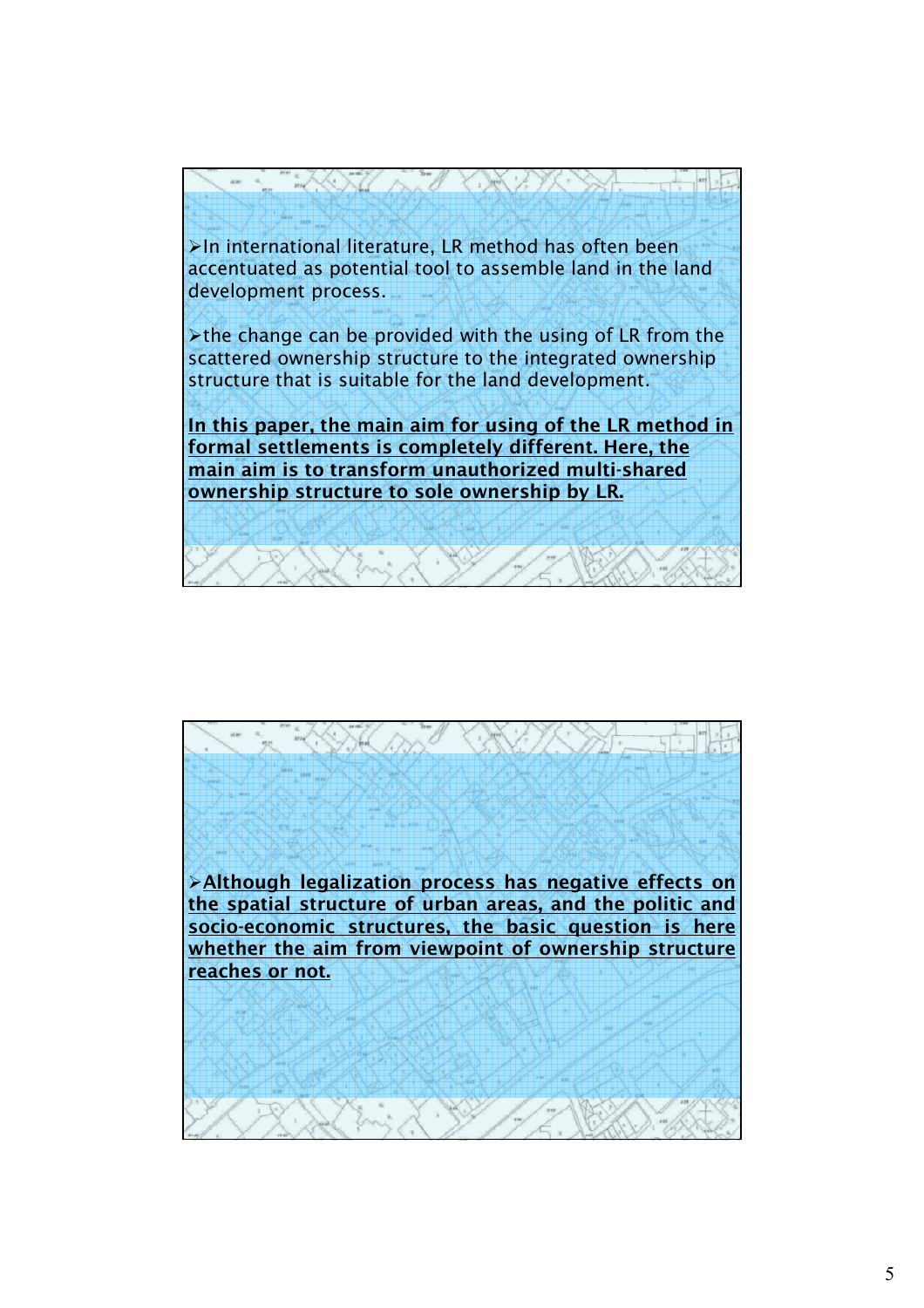- In international literature, LR method has often been accentuated as potential tool to assemble land in the land development process.

- the change can be provided with the using of LR from the scattered ownership structure to the integrated ownership structure that is suitable for the land development.

**In this paper, the main aim for using of the LR method in formal settlements is completely different. Here, the main aim is to transform unauthorized multi-shared ownership structure to sole ownership by LR.**

- **Although legalization process has negative effects on the spatial structure of urban areas, and the politic and socio-economic structures, the basic question is here whether the aim from viewpoint of ownership structure reaches or not.**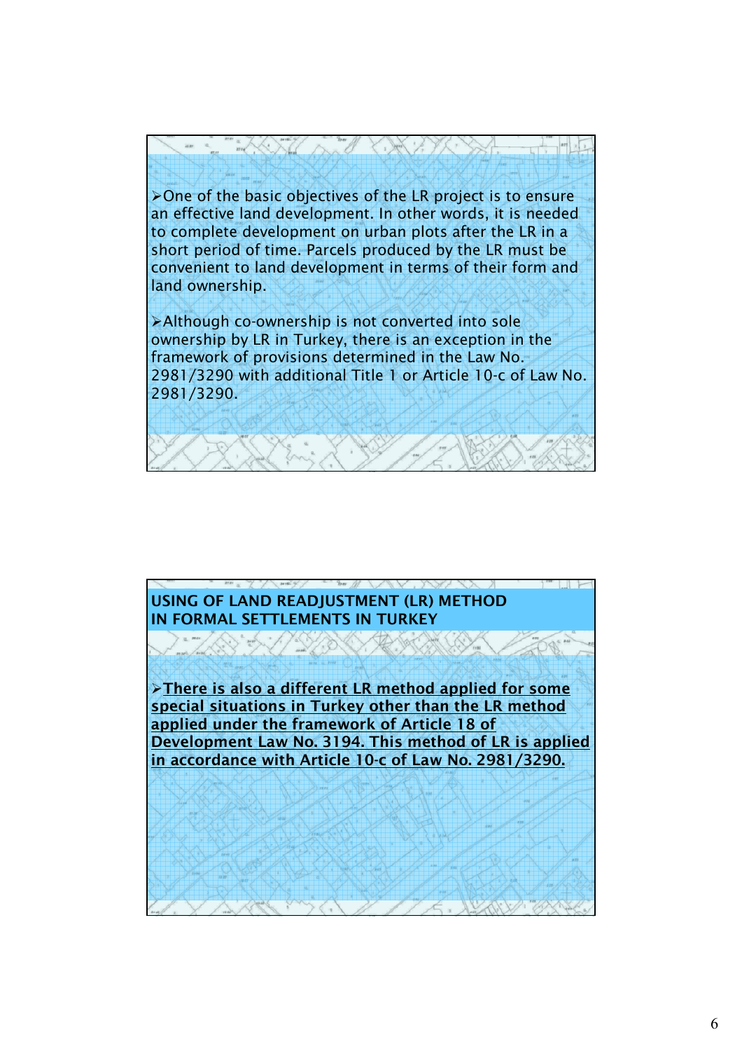- One of the basic objectives of the LR project is to ensure an effective land development. In other words, it is needed to complete development on urban plots after the LR in a short period of time. Parcels produced by the LR must be convenient to land development in terms of their form and land ownership.

- Although co-ownership is not converted into sole ownership by LR in Turkey, there is an exception in the framework of provisions determined in the Law No. 2981/3290 with additional Title 1 or Article 10-c of Law No. 2981/3290.

## USING OF LAND READJUSTMENT (LR) METHOD IN FORMAL SETTLEMENTS IN TURKEY

- <u>**There is also a different LR method applied for some special situations in Turkey other than the LR method applied under the framework of Article 18 of Development Law No. 3194. This method of LR is applied in accordance with Article 10-c of Law No. 2981/3290.**</u>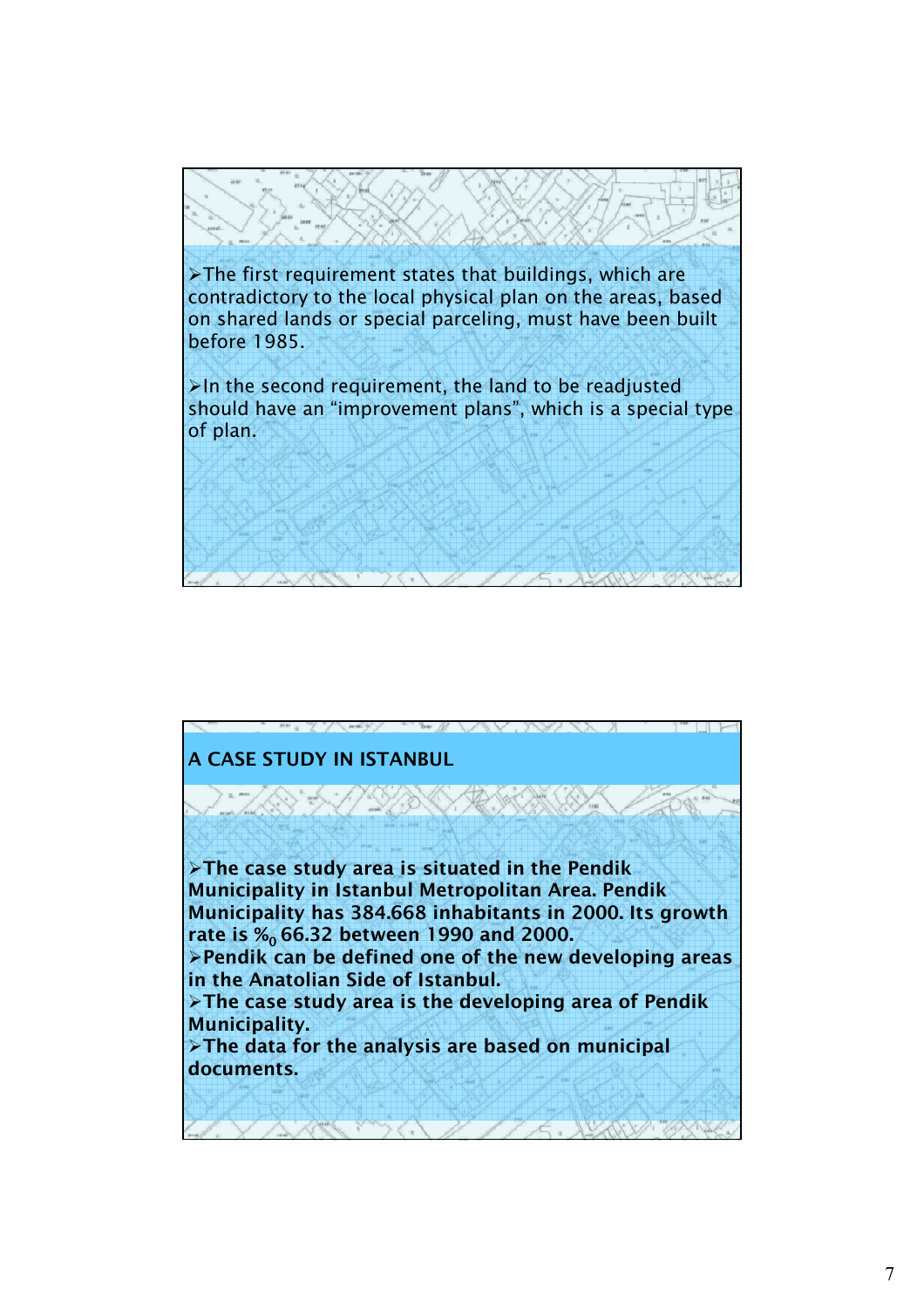- The first requirement states that buildings, which are contradictory to the local physical plan on the areas, based on shared lands or special parceling, must have been built before 1985.

- In the second requirement, the land to be readjusted should have an “improvement plans”, which is a special type of plan.

## A CASE STUDY IN ISTANBUL

- **The case study area is situated in the Pendik Municipality in Istanbul Metropolitan Area. Pendik Municipality has 384.668 inhabitants in 2000. Its growth rate is $\%_0$ 66.32 between 1990 and 2000.**
- **Pendik can be defined one of the new developing areas in the Anatolian Side of Istanbul.**
- **The case study area is the developing area of Pendik Municipality.**
- **The data for the analysis are based on municipal documents.**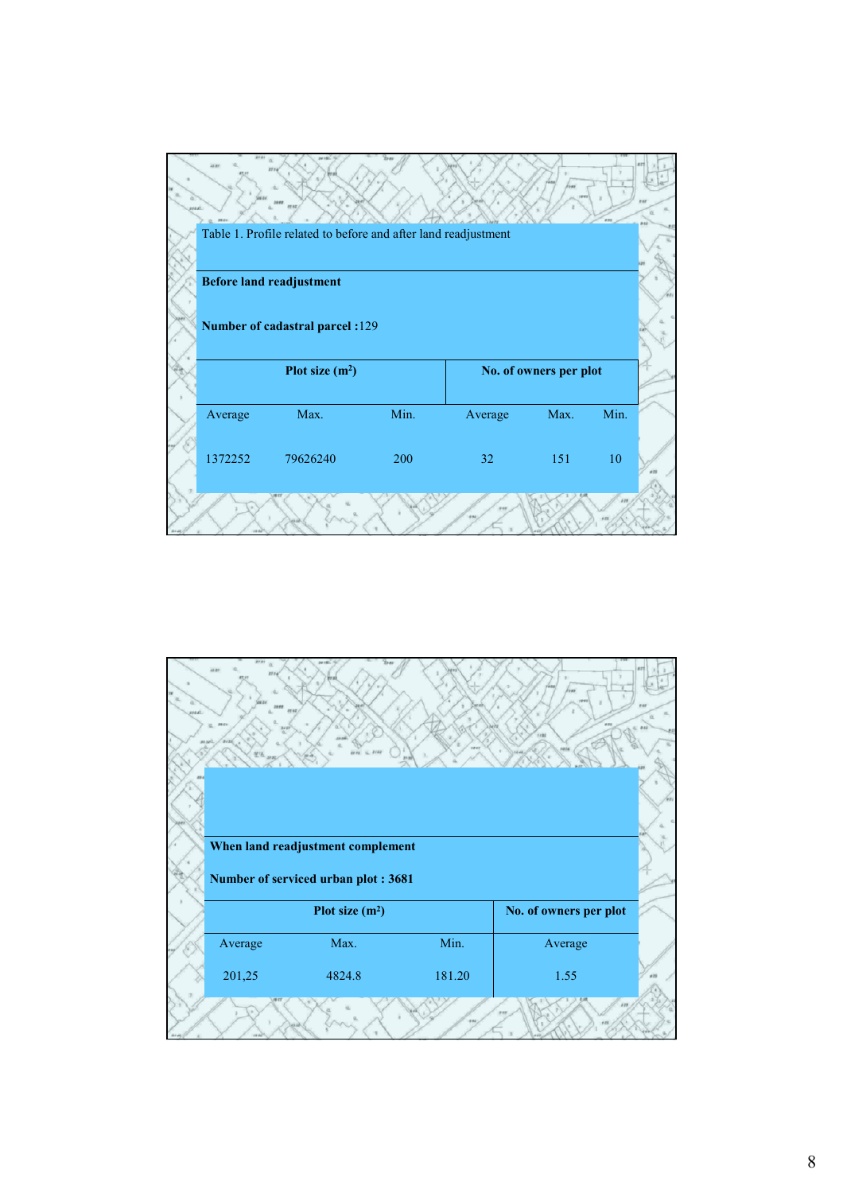Table 1. Profile related to before and after land readjustment

**Before land readjustment**

**Number of cadastral parcel :**129

| **Plot size (m²)** | | | **No. of owners per plot** | | |
|---|---|---|---|---|---|
| Average | Max. | Min. | Average | Max. | Min. |
| 1372252 | 79626240 | 200 | 32 | 151 | 10 |

**When land readjustment complement**

**Number of serviced urban plot : 3681**

| **Plot size (m²)** | | | **No. of owners per plot** |
|---|---|---|---|
| Average | Max. | Min. | Average |
| 201,25 | 4824.8 | 181.20 | 1.55 |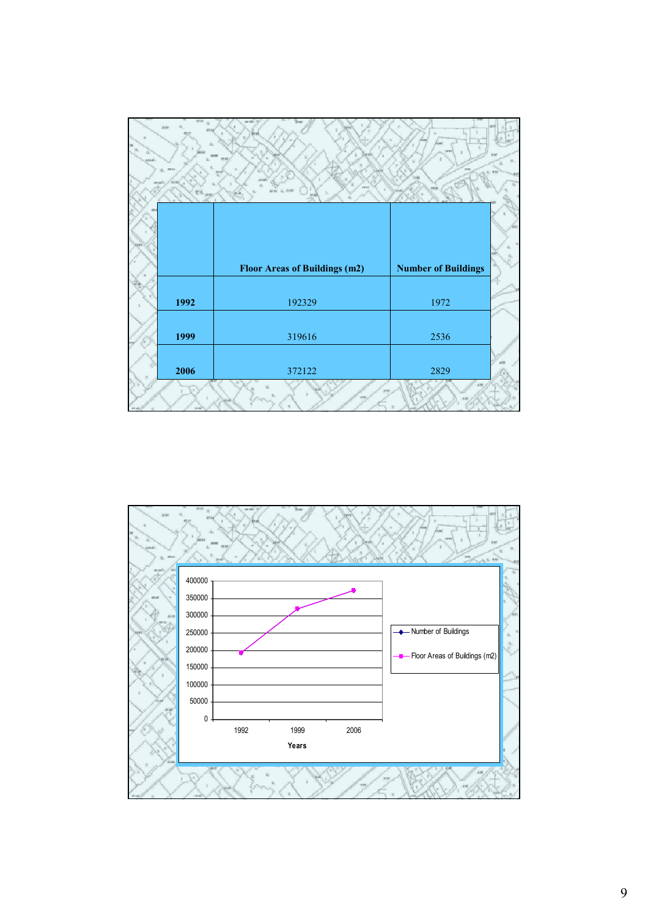| | Floor Areas of Buildings (m2) | Number of Buildings |
|---|---|---|
| **1992** | 192329 | 1972 |
| **1999** | 319616 | 2536 |
| **2006** | 372122 | 2829 |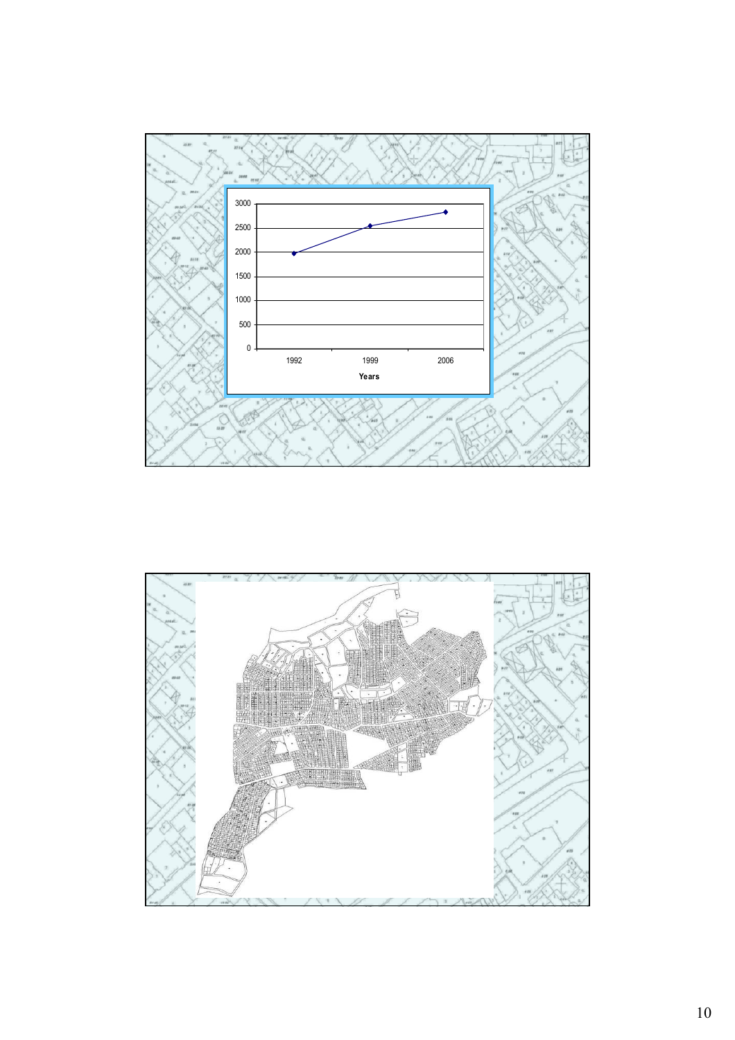| Years | Value |
| --- | --- |
| 1992 | ~1970 |
| 1999 | ~2540 |
| 2006 | ~2830 |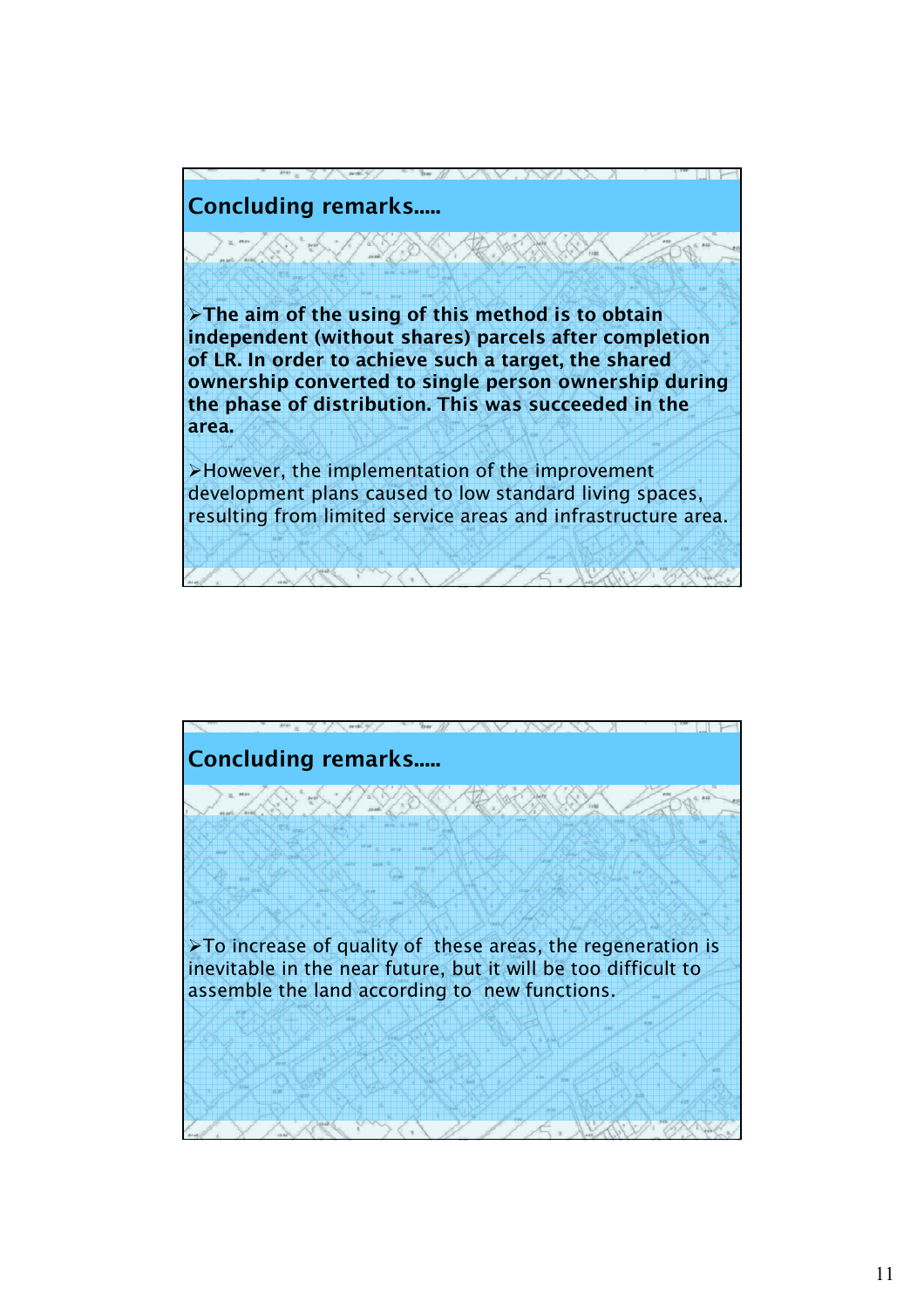## Concluding remarks.....

- **The aim of the using of this method is to obtain independent (without shares) parcels after completion of LR. In order to achieve such a target, the shared ownership converted to single person ownership during the phase of distribution. This was succeeded in the area.**

- However, the implementation of the improvement development plans caused to low standard living spaces, resulting from limited service areas and infrastructure area.

## Concluding remarks.....

- To increase of quality of these areas, the regeneration is inevitable in the near future, but it will be too difficult to assemble the land according to new functions.